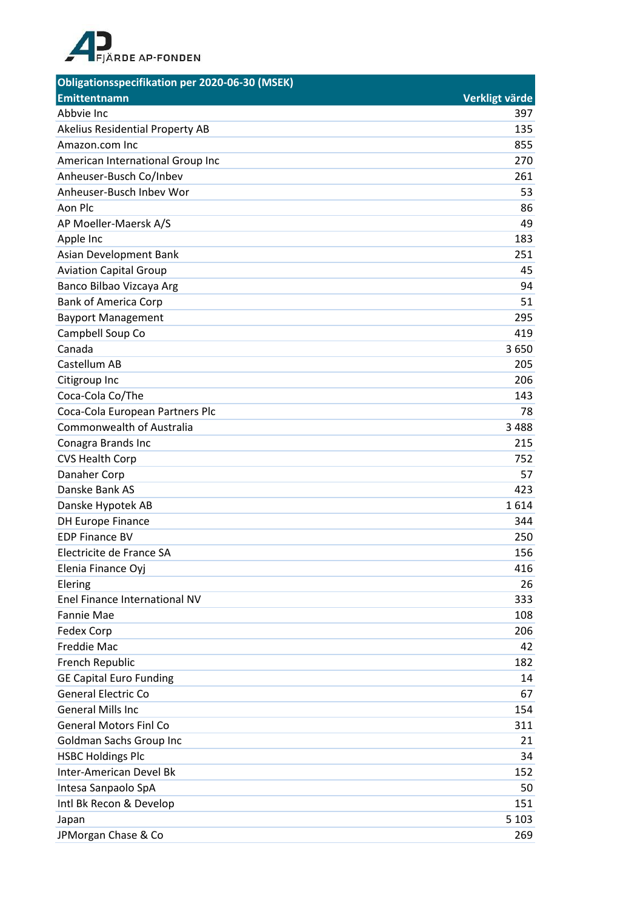FJÄRDE AP-FONDEN

| Obligationsspecifikation per 2020-06-30 (MSEK) | |
|---|---|
| **Emittentnamn** | **Verkligt värde** |
| Abbvie Inc | 397 |
| Akelius Residential Property AB | 135 |
| Amazon.com Inc | 855 |
| American International Group Inc | 270 |
| Anheuser-Busch Co/Inbev | 261 |
| Anheuser-Busch Inbev Wor | 53 |
| Aon Plc | 86 |
| AP Moeller-Maersk A/S | 49 |
| Apple Inc | 183 |
| Asian Development Bank | 251 |
| Aviation Capital Group | 45 |
| Banco Bilbao Vizcaya Arg | 94 |
| Bank of America Corp | 51 |
| Bayport Management | 295 |
| Campbell Soup Co | 419 |
| Canada | 3 650 |
| Castellum AB | 205 |
| Citigroup Inc | 206 |
| Coca-Cola Co/The | 143 |
| Coca-Cola European Partners Plc | 78 |
| Commonwealth of Australia | 3 488 |
| Conagra Brands Inc | 215 |
| CVS Health Corp | 752 |
| Danaher Corp | 57 |
| Danske Bank AS | 423 |
| Danske Hypotek AB | 1 614 |
| DH Europe Finance | 344 |
| EDP Finance BV | 250 |
| Electricite de France SA | 156 |
| Elenia Finance Oyj | 416 |
| Elering | 26 |
| Enel Finance International NV | 333 |
| Fannie Mae | 108 |
| Fedex Corp | 206 |
| Freddie Mac | 42 |
| French Republic | 182 |
| GE Capital Euro Funding | 14 |
| General Electric Co | 67 |
| General Mills Inc | 154 |
| General Motors Finl Co | 311 |
| Goldman Sachs Group Inc | 21 |
| HSBC Holdings Plc | 34 |
| Inter-American Devel Bk | 152 |
| Intesa Sanpaolo SpA | 50 |
| Intl Bk Recon & Develop | 151 |
| Japan | 5 103 |
| JPMorgan Chase & Co | 269 |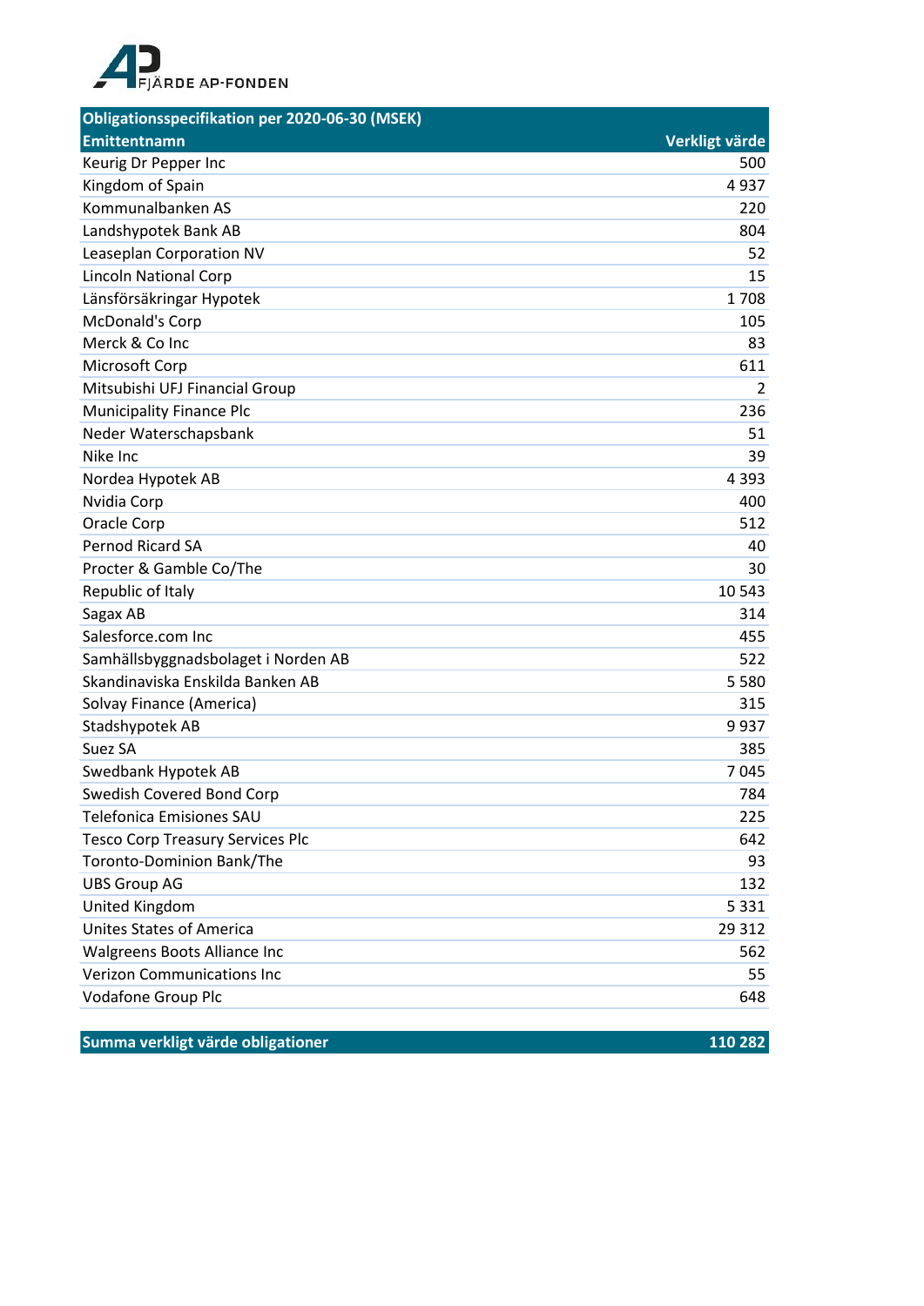FJÄRDE AP-FONDEN

| Obligationsspecifikation per 2020-06-30 (MSEK) | |
|---|---|
| **Emittentnamn** | **Verkligt värde** |
| Keurig Dr Pepper Inc | 500 |
| Kingdom of Spain | 4 937 |
| Kommunalbanken AS | 220 |
| Landshypotek Bank AB | 804 |
| Leaseplan Corporation NV | 52 |
| Lincoln National Corp | 15 |
| Länsförsäkringar Hypotek | 1 708 |
| McDonald's Corp | 105 |
| Merck & Co Inc | 83 |
| Microsoft Corp | 611 |
| Mitsubishi UFJ Financial Group | 2 |
| Municipality Finance Plc | 236 |
| Neder Waterschapsbank | 51 |
| Nike Inc | 39 |
| Nordea Hypotek AB | 4 393 |
| Nvidia Corp | 400 |
| Oracle Corp | 512 |
| Pernod Ricard SA | 40 |
| Procter & Gamble Co/The | 30 |
| Republic of Italy | 10 543 |
| Sagax AB | 314 |
| Salesforce.com Inc | 455 |
| Samhällsbyggnadsbolaget i Norden AB | 522 |
| Skandinaviska Enskilda Banken AB | 5 580 |
| Solvay Finance (America) | 315 |
| Stadshypotek AB | 9 937 |
| Suez SA | 385 |
| Swedbank Hypotek AB | 7 045 |
| Swedish Covered Bond Corp | 784 |
| Telefonica Emisiones SAU | 225 |
| Tesco Corp Treasury Services Plc | 642 |
| Toronto-Dominion Bank/The | 93 |
| UBS Group AG | 132 |
| United Kingdom | 5 331 |
| Unites States of America | 29 312 |
| Walgreens Boots Alliance Inc | 562 |
| Verizon Communications Inc | 55 |
| Vodafone Group Plc | 648 |
| **Summa verkligt värde obligationer** | **110 282** |